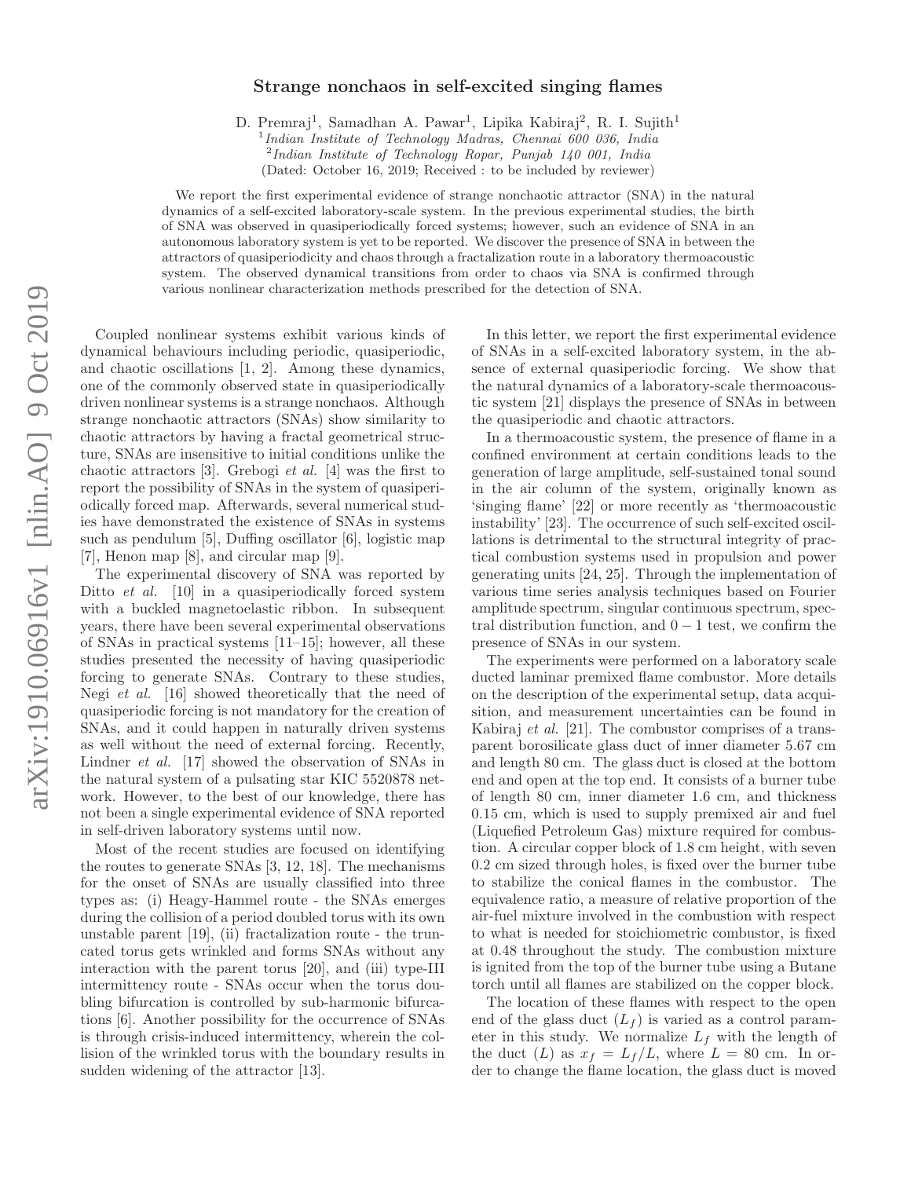# Strange nonchaos in self-excited singing flames

D. Premraj[1], Samadhan A. Pawar[1], Lipika Kabiraj[2], R. I. Sujith[1]

[1]*Indian Institute of Technology Madras, Chennai 600 036, India*

[2]*Indian Institute of Technology Ropar, Punjab 140 001, India*

(Dated: October 16, 2019; Received : to be included by reviewer)

We report the first experimental evidence of strange nonchaotic attractor (SNA) in the natural dynamics of a self-excited laboratory-scale system. In the previous experimental studies, the birth of SNA was observed in quasiperiodically forced systems; however, such an evidence of SNA in an autonomous laboratory system is yet to be reported. We discover the presence of SNA in between the attractors of quasiperiodicity and chaos through a fractalization route in a laboratory thermoacoustic system. The observed dynamical transitions from order to chaos via SNA is confirmed through various nonlinear characterization methods prescribed for the detection of SNA.

Coupled nonlinear systems exhibit various kinds of dynamical behaviours including periodic, quasiperiodic, and chaotic oscillations [1, 2]. Among these dynamics, one of the commonly observed state in quasiperiodically driven nonlinear systems is a strange nonchaos. Although strange nonchaotic attractors (SNAs) show similarity to chaotic attractors by having a fractal geometrical structure, SNAs are insensitive to initial conditions unlike the chaotic attractors [3]. Grebogi *et al.* [4] was the first to report the possibility of SNAs in the system of quasiperiodically forced map. Afterwards, several numerical studies have demonstrated the existence of SNAs in systems such as pendulum [5], Duffing oscillator [6], logistic map [7], Henon map [8], and circular map [9].

The experimental discovery of SNA was reported by Ditto *et al.* [10] in a quasiperiodically forced system with a buckled magnetoelastic ribbon. In subsequent years, there have been several experimental observations of SNAs in practical systems [11–15]; however, all these studies presented the necessity of having quasiperiodic forcing to generate SNAs. Contrary to these studies, Negi *et al.* [16] showed theoretically that the need of quasiperiodic forcing is not mandatory for the creation of SNAs, and it could happen in naturally driven systems as well without the need of external forcing. Recently, Lindner *et al.* [17] showed the observation of SNAs in the natural system of a pulsating star KIC 5520878 network. However, to the best of our knowledge, there has not been a single experimental evidence of SNA reported in self-driven laboratory systems until now.

Most of the recent studies are focused on identifying the routes to generate SNAs [3, 12, 18]. The mechanisms for the onset of SNAs are usually classified into three types as: (i) Heagy-Hammel route - the SNAs emerges during the collision of a period doubled torus with its own unstable parent [19], (ii) fractalization route - the truncated torus gets wrinkled and forms SNAs without any interaction with the parent torus [20], and (iii) type-III intermittency route - SNAs occur when the torus doubling bifurcation is controlled by sub-harmonic bifurcations [6]. Another possibility for the occurrence of SNAs is through crisis-induced intermittency, wherein the collision of the wrinkled torus with the boundary results in sudden widening of the attractor [13].

In this letter, we report the first experimental evidence of SNAs in a self-excited laboratory system, in the absence of external quasiperiodic forcing. We show that the natural dynamics of a laboratory-scale thermoacoustic system [21] displays the presence of SNAs in between the quasiperiodic and chaotic attractors.

In a thermoacoustic system, the presence of flame in a confined environment at certain conditions leads to the generation of large amplitude, self-sustained tonal sound in the air column of the system, originally known as 'singing flame' [22] or more recently as 'thermoacoustic instability' [23]. The occurrence of such self-excited oscillations is detrimental to the structural integrity of practical combustion systems used in propulsion and power generating units [24, 25]. Through the implementation of various time series analysis techniques based on Fourier amplitude spectrum, singular continuous spectrum, spectral distribution function, and $0-1$ test, we confirm the presence of SNAs in our system.

The experiments were performed on a laboratory scale ducted laminar premixed flame combustor. More details on the description of the experimental setup, data acquisition, and measurement uncertainties can be found in Kabiraj *et al.* [21]. The combustor comprises of a transparent borosilicate glass duct of inner diameter 5.67 cm and length 80 cm. The glass duct is closed at the bottom end and open at the top end. It consists of a burner tube of length 80 cm, inner diameter 1.6 cm, and thickness 0.15 cm, which is used to supply premixed air and fuel (Liquefied Petroleum Gas) mixture required for combustion. A circular copper block of 1.8 cm height, with seven 0.2 cm sized through holes, is fixed over the burner tube to stabilize the conical flames in the combustor. The equivalence ratio, a measure of relative proportion of the air-fuel mixture involved in the combustion with respect to what is needed for stoichiometric combustor, is fixed at 0.48 throughout the study. The combustion mixture is ignited from the top of the burner tube using a Butane torch until all flames are stabilized on the copper block.

The location of these flames with respect to the open end of the glass duct ($L_f$) is varied as a control parameter in this study. We normalize $L_f$ with the length of the duct ($L$) as $x_f = L_f/L$, where $L$ = 80 cm. In order to change the flame location, the glass duct is moved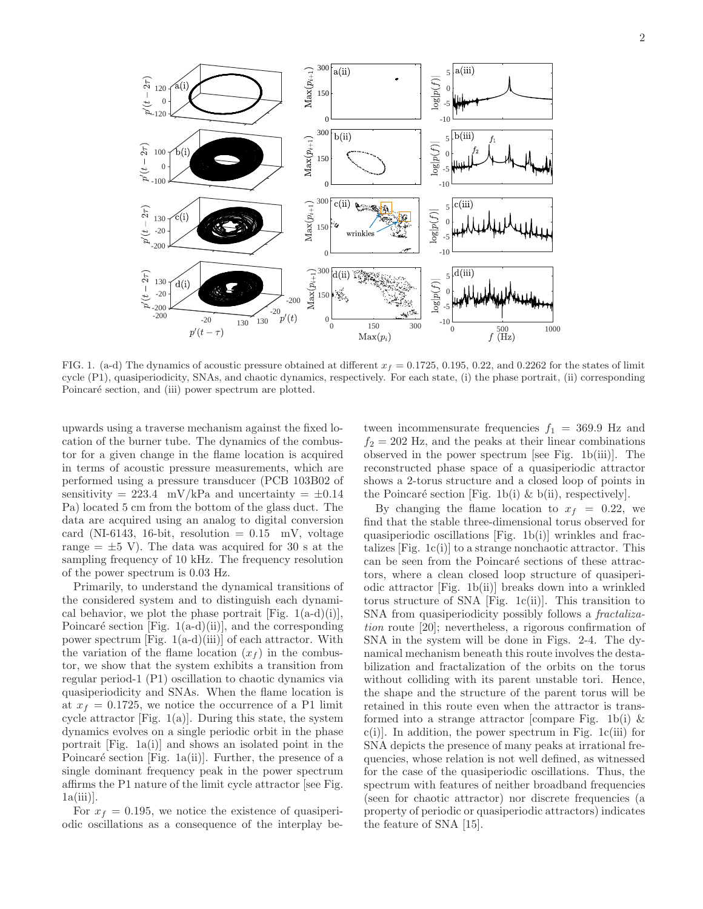FIG. 1. (a-d) The dynamics of acoustic pressure obtained at different $x_f = 0.1725$, 0.195, 0.22, and 0.2262 for the states of limit cycle (P1), quasiperiodicity, SNAs, and chaotic dynamics, respectively. For each state, (i) the phase portrait, (ii) corresponding Poincaré section, and (iii) power spectrum are plotted.

upwards using a traverse mechanism against the fixed location of the burner tube. The dynamics of the combustor for a given change in the flame location is acquired in terms of acoustic pressure measurements, which are performed using a pressure transducer (PCB 103B02 of sensitivity = 223.4 mV/kPa and uncertainty = ±0.14 Pa) located 5 cm from the bottom of the glass duct. The data are acquired using an analog to digital conversion card (NI-6143, 16-bit, resolution = 0.15 mV, voltage range = ±5 V). The data was acquired for 30 s at the sampling frequency of 10 kHz. The frequency resolution of the power spectrum is 0.03 Hz.

Primarily, to understand the dynamical transitions of the considered system and to distinguish each dynamical behavior, we plot the phase portrait [Fig. 1(a-d)(i)], Poincaré section [Fig. 1(a-d)(ii)], and the corresponding power spectrum [Fig. 1(a-d)(iii)] of each attractor. With the variation of the flame location ($x_f$) in the combustor, we show that the system exhibits a transition from regular period-1 (P1) oscillation to chaotic dynamics via quasiperiodicity and SNAs. When the flame location is at $x_f = 0.1725$, we notice the occurrence of a P1 limit cycle attractor [Fig. 1(a)]. During this state, the system dynamics evolves on a single periodic orbit in the phase portrait [Fig. 1a(i)] and shows an isolated point in the Poincaré section [Fig. 1a(ii)]. Further, the presence of a single dominant frequency peak in the power spectrum affirms the P1 nature of the limit cycle attractor [see Fig. 1a(iii)].

For $x_f = 0.195$, we notice the existence of quasiperiodic oscillations as a consequence of the interplay between incommensurate frequencies $f_1 = 369.9$ Hz and $f_2 = 202$ Hz, and the peaks at their linear combinations observed in the power spectrum [see Fig. 1b(iii)]. The reconstructed phase space of a quasiperiodic attractor shows a 2-torus structure and a closed loop of points in the Poincaré section [Fig. 1b(i) & b(ii), respectively].

By changing the flame location to $x_f = 0.22$, we find that the stable three-dimensional torus observed for quasiperiodic oscillations [Fig. 1b(i)] wrinkles and fractalizes [Fig. 1c(i)] to a strange nonchaotic attractor. This can be seen from the Poincaré sections of these attractors, where a clean closed loop structure of quasiperiodic attractor [Fig. 1b(ii)] breaks down into a wrinkled torus structure of SNA [Fig. 1c(ii)]. This transition to SNA from quasiperiodicity possibly follows a *fractalization* route [20]; nevertheless, a rigorous confirmation of SNA in the system will be done in Figs. 2-4. The dynamical mechanism beneath this route involves the destabilization and fractalization of the orbits on the torus without colliding with its parent unstable tori. Hence, the shape and the structure of the parent torus will be retained in this route even when the attractor is transformed into a strange attractor [compare Fig. 1b(i) & c(i)]. In addition, the power spectrum in Fig. 1c(iii) for SNA depicts the presence of many peaks at irrational frequencies, whose relation is not well defined, as witnessed for the case of the quasiperiodic oscillations. Thus, the spectrum with features of neither broadband frequencies (seen for chaotic attractor) nor discrete frequencies (a property of periodic or quasiperiodic attractors) indicates the feature of SNA [15].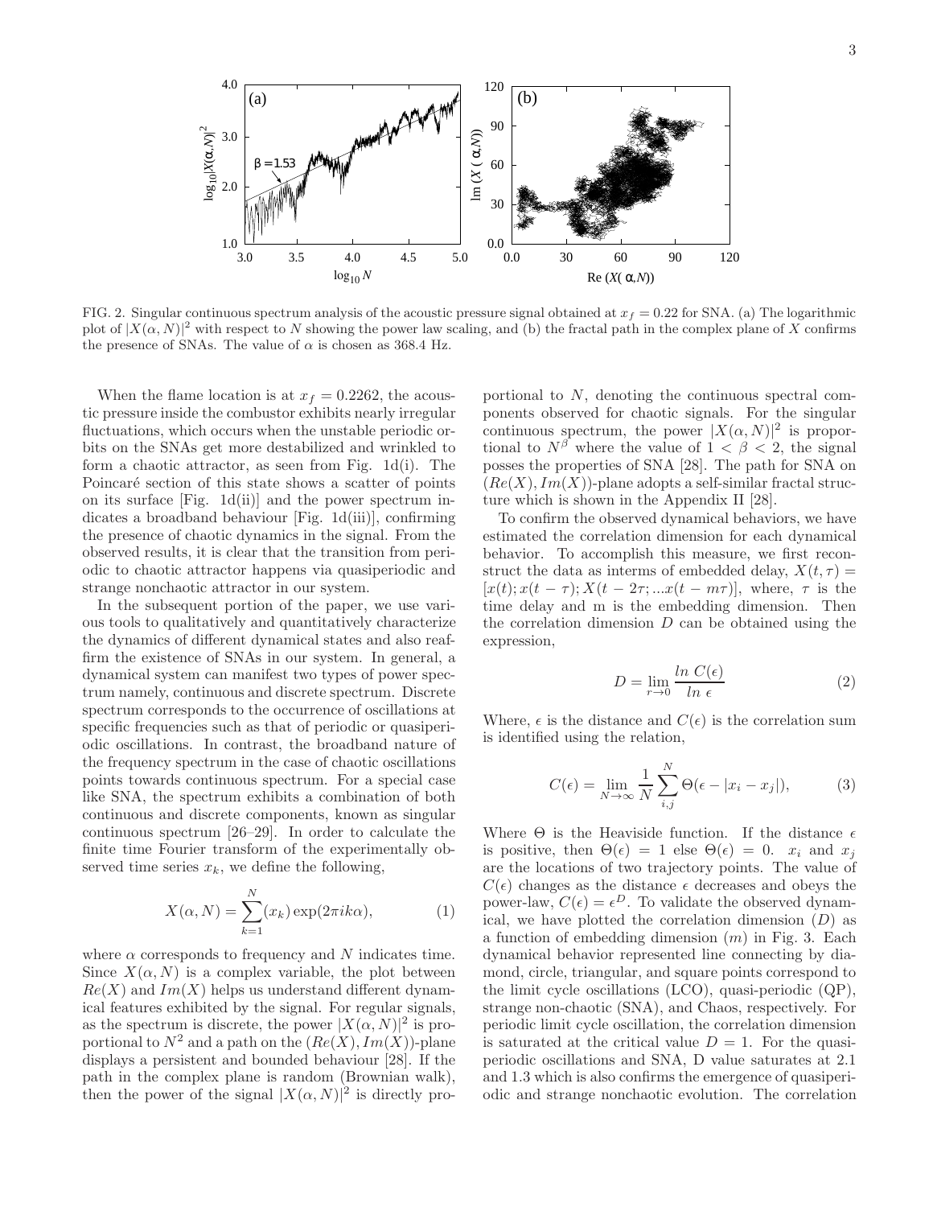FIG. 2. Singular continuous spectrum analysis of the acoustic pressure signal obtained at $x_f = 0.22$ for SNA. (a) The logarithmic plot of $|X(\alpha, N)|^2$ with respect to $N$ showing the power law scaling, and (b) the fractal path in the complex plane of $X$ confirms the presence of SNAs. The value of $\alpha$ is chosen as 368.4 Hz.

When the flame location is at $x_f = 0.2262$, the acoustic pressure inside the combustor exhibits nearly irregular fluctuations, which occurs when the unstable periodic orbits on the SNAs get more destabilized and wrinkled to form a chaotic attractor, as seen from Fig. 1d(i). The Poincaré section of this state shows a scatter of points on its surface [Fig. 1d(ii)] and the power spectrum indicates a broadband behaviour [Fig. 1d(iii)], confirming the presence of chaotic dynamics in the signal. From the observed results, it is clear that the transition from periodic to chaotic attractor happens via quasiperiodic and strange nonchaotic attractor in our system.

In the subsequent portion of the paper, we use various tools to qualitatively and quantitatively characterize the dynamics of different dynamical states and also reaffirm the existence of SNAs in our system. In general, a dynamical system can manifest two types of power spectrum namely, continuous and discrete spectrum. Discrete spectrum corresponds to the occurrence of oscillations at specific frequencies such as that of periodic or quasiperiodic oscillations. In contrast, the broadband nature of the frequency spectrum in the case of chaotic oscillations points towards continuous spectrum. For a special case like SNA, the spectrum exhibits a combination of both continuous and discrete components, known as singular continuous spectrum [26–29]. In order to calculate the finite time Fourier transform of the experimentally observed time series $x_k$, we define the following,

$$X(\alpha, N) = \sum_{k=1}^{N} (x_k) \exp(2\pi i k\alpha), \tag{1}$$

where $\alpha$ corresponds to frequency and $N$ indicates time. Since $X(\alpha, N)$ is a complex variable, the plot between $Re(X)$ and $Im(X)$ helps us understand different dynamical features exhibited by the signal. For regular signals, as the spectrum is discrete, the power $|X(\alpha, N)|^2$ is proportional to $N^2$ and a path on the $(Re(X), Im(X))$-plane displays a persistent and bounded behaviour [28]. If the path in the complex plane is random (Brownian walk), then the power of the signal $|X(\alpha, N)|^2$ is directly proportional to $N$, denoting the continuous spectral components observed for chaotic signals. For the singular continuous spectrum, the power $|X(\alpha, N)|^2$ is proportional to $N^\beta$ where the value of $1 < \beta < 2$, the signal posses the properties of SNA [28]. The path for SNA on $(Re(X), Im(X))$-plane adopts a self-similar fractal structure which is shown in the Appendix II [28].

To confirm the observed dynamical behaviors, we have estimated the correlation dimension for each dynamical behavior. To accomplish this measure, we first reconstruct the data as interms of embedded delay, $X(t, \tau) = [x(t); x(t-\tau); X(t-2\tau; ...x(t-m\tau)]$, where, $\tau$ is the time delay and m is the embedding dimension. Then the correlation dimension $D$ can be obtained using the expression,

$$D = \lim_{r \to 0} \frac{ln\ C(\epsilon)}{ln\ \epsilon} \tag{2}$$

Where, $\epsilon$ is the distance and $C(\epsilon)$ is the correlation sum is identified using the relation,

$$C(\epsilon) = \lim_{N \to \infty} \frac{1}{N} \sum_{i,j}^{N} \Theta(\epsilon - |x_i - x_j|), \tag{3}$$

Where $\Theta$ is the Heaviside function. If the distance $\epsilon$ is positive, then $\Theta(\epsilon) = 1$ else $\Theta(\epsilon) = 0$. $x_i$ and $x_j$ are the locations of two trajectory points. The value of $C(\epsilon)$ changes as the distance $\epsilon$ decreases and obeys the power-law, $C(\epsilon) = \epsilon^D$. To validate the observed dynamical, we have plotted the correlation dimension ($D$) as a function of embedding dimension ($m$) in Fig. 3. Each dynamical behavior represented line connecting by diamond, circle, triangular, and square points correspond to the limit cycle oscillations (LCO), quasi-periodic (QP), strange non-chaotic (SNA), and Chaos, respectively. For periodic limit cycle oscillation, the correlation dimension is saturated at the critical value $D = 1$. For the quasiperiodic oscillations and SNA, D value saturates at 2.1 and 1.3 which is also confirms the emergence of quasiperiodic and strange nonchaotic evolution. The correlation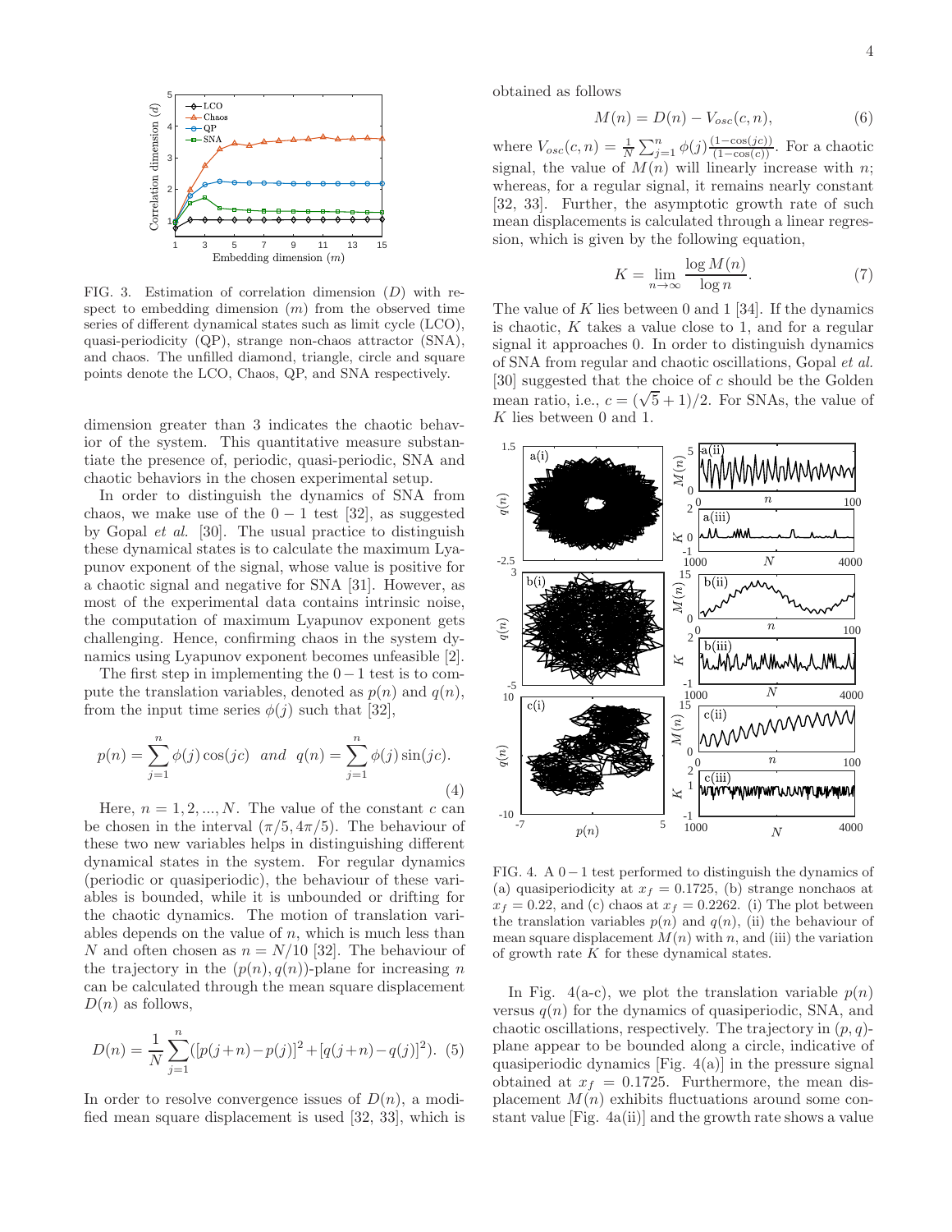FIG. 3. Estimation of correlation dimension ($D$) with respect to embedding dimension ($m$) from the observed time series of different dynamical states such as limit cycle (LCO), quasi-periodicity (QP), strange non-chaos attractor (SNA), and chaos. The unfilled diamond, triangle, circle and square points denote the LCO, Chaos, QP, and SNA respectively.

dimension greater than 3 indicates the chaotic behavior of the system. This quantitative measure substantiate the presence of, periodic, quasi-periodic, SNA and chaotic behaviors in the chosen experimental setup.

In order to distinguish the dynamics of SNA from chaos, we make use of the $0-1$ test [32], as suggested by Gopal *et al.* [30]. The usual practice to distinguish these dynamical states is to calculate the maximum Lyapunov exponent of the signal, whose value is positive for a chaotic signal and negative for SNA [31]. However, as most of the experimental data contains intrinsic noise, the computation of maximum Lyapunov exponent gets challenging. Hence, confirming chaos in the system dynamics using Lyapunov exponent becomes unfeasible [2].

The first step in implementing the $0-1$ test is to compute the translation variables, denoted as $p(n)$ and $q(n)$, from the input time series $\phi(j)$ such that [32],

$$p(n) = \sum_{j=1}^{n} \phi(j)\cos(jc) \quad and \quad q(n) = \sum_{j=1}^{n} \phi(j)\sin(jc). \tag{4}$$

Here, $n = 1, 2, ..., N$. The value of the constant $c$ can be chosen in the interval $(\pi/5, 4\pi/5)$. The behaviour of these two new variables helps in distinguishing different dynamical states in the system. For regular dynamics (periodic or quasiperiodic), the behaviour of these variables is bounded, while it is unbounded or drifting for the chaotic dynamics. The motion of translation variables depends on the value of $n$, which is much less than $N$ and often chosen as $n = N/10$ [32]. The behaviour of the trajectory in the $(p(n), q(n))$-plane for increasing $n$ can be calculated through the mean square displacement $D(n)$ as follows,

$$D(n) = \frac{1}{N}\sum_{j=1}^{n}([p(j+n)-p(j)]^2+[q(j+n)-q(j)]^2). \tag{5}$$

In order to resolve convergence issues of $D(n)$, a modified mean square displacement is used [32, 33], which is obtained as follows

$$M(n) = D(n) - V_{osc}(c, n), \tag{6}$$

where $V_{osc}(c, n) = \frac{1}{N}\sum_{j=1}^{n}\phi(j)\frac{(1-\cos(jc))}{(1-\cos(c))}$. For a chaotic signal, the value of $M(n)$ will linearly increase with $n$; whereas, for a regular signal, it remains nearly constant [32, 33]. Further, the asymptotic growth rate of such mean displacements is calculated through a linear regression, which is given by the following equation,

$$K = \lim_{n\to\infty} \frac{\log M(n)}{\log n}. \tag{7}$$

The value of $K$ lies between 0 and 1 [34]. If the dynamics is chaotic, $K$ takes a value close to 1, and for a regular signal it approaches 0. In order to distinguish dynamics of SNA from regular and chaotic oscillations, Gopal *et al.* [30] suggested that the choice of $c$ should be the Golden mean ratio, i.e., $c = (\sqrt{5}+1)/2$. For SNAs, the value of $K$ lies between 0 and 1.

FIG. 4. A $0-1$ test performed to distinguish the dynamics of (a) quasiperiodicity at $x_f = 0.1725$, (b) strange nonchaos at $x_f = 0.22$, and (c) chaos at $x_f = 0.2262$. (i) The plot between the translation variables $p(n)$ and $q(n)$, (ii) the behaviour of mean square displacement $M(n)$ with $n$, and (iii) the variation of growth rate $K$ for these dynamical states.

In Fig. 4(a-c), we plot the translation variable $p(n)$ versus $q(n)$ for the dynamics of quasiperiodic, SNA, and chaotic oscillations, respectively. The trajectory in $(p, q)$-plane appear to be bounded along a circle, indicative of quasiperiodic dynamics [Fig. 4(a)] in the pressure signal obtained at $x_f = 0.1725$. Furthermore, the mean displacement $M(n)$ exhibits fluctuations around some constant value [Fig. 4a(ii)] and the growth rate shows a value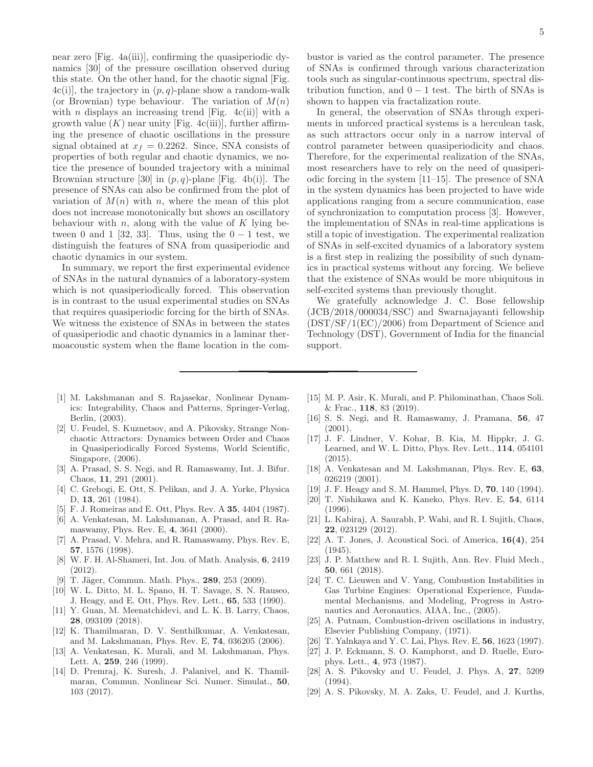near zero [Fig. 4a(iii)], confirming the quasiperiodic dynamics [30] of the pressure oscillation observed during this state. On the other hand, for the chaotic signal [Fig. 4c(i)], the trajectory in $(p, q)$-plane show a random-walk (or Brownian) type behaviour. The variation of $M(n)$ with $n$ displays an increasing trend [Fig. 4c(ii)] with a growth value ($K$) near unity [Fig. 4c(iii)], further affirming the presence of chaotic oscillations in the pressure signal obtained at $x_f = 0.2262$. Since, SNA consists of properties of both regular and chaotic dynamics, we notice the presence of bounded trajectory with a minimal Brownian structure [30] in $(p, q)$-plane [Fig. 4b(i)]. The presence of SNAs can also be confirmed from the plot of variation of $M(n)$ with $n$, where the mean of this plot does not increase monotonically but shows an oscillatory behaviour with $n$, along with the value of $K$ lying between 0 and 1 [32, 33]. Thus, using the $0-1$ test, we distinguish the features of SNA from quasiperiodic and chaotic dynamics in our system.

In summary, we report the first experimental evidence of SNAs in the natural dynamics of a laboratory-system which is not quasiperiodically forced. This observation is in contrast to the usual experimental studies on SNAs that requires quasiperiodic forcing for the birth of SNAs. We witness the existence of SNAs in between the states of quasiperiodic and chaotic dynamics in a laminar thermoacoustic system when the flame location in the combustor is varied as the control parameter. The presence of SNAs is confirmed through various characterization tools such as singular-continuous spectrum, spectral distribution function, and $0-1$ test. The birth of SNAs is shown to happen via fractalization route.

In general, the observation of SNAs through experiments in unforced practical systems is a herculean task, as such attractors occur only in a narrow interval of control parameter between quasiperiodicity and chaos. Therefore, for the experimental realization of the SNAs, most researchers have to rely on the need of quasiperiodic forcing in the system [11–15]. The presence of SNA in the system dynamics has been projected to have wide applications ranging from a secure communication, ease of synchronization to computation process [3]. However, the implementation of SNAs in real-time applications is still a topic of investigation. The experimental realization of SNAs in self-excited dynamics of a laboratory system is a first step in realizing the possibility of such dynamics in practical systems without any forcing. We believe that the existence of SNAs would be more ubiquitous in self-excited systems than previously thought.

We gratefully acknowledge J. C. Bose fellowship (JCB/2018/000034/SSC) and Swarnajayanti fellowship (DST/SF/1(EC)/2006) from Department of Science and Technology (DST), Government of India for the financial support.

---

[1] M. Lakshmanan and S. Rajasekar, Nonlinear Dynamics: Integrability, Chaos and Patterns, Springer-Verlag, Berlin, (2003).

[2] U. Feudel, S. Kuznetsov, and A. Pikovsky, Strange Nonchaotic Attractors: Dynamics between Order and Chaos in Quasiperiodically Forced Systems, World Scientific, Singapore, (2006).

[3] A. Prasad, S. S. Negi, and R. Ramaswamy, Int. J. Bifur. Chaos, **11**, 291 (2001).

[4] C. Grebogi, E. Ott, S. Pelikan, and J. A. Yorke, Physica D, **13**, 261 (1984).

[5] F. J. Romeiras and E. Ott, Phys. Rev. A **35**, 4404 (1987).

[6] A. Venkatesan, M. Lakshmanan, A. Prasad, and R. Ramaswamy, Phys. Rev. E, **4**, 3641 (2000).

[7] A. Prasad, V. Mehra, and R. Ramaswamy, Phys. Rev. E, **57**, 1576 (1998).

[8] W. F. H. Al-Shameri, Int. Jou. of Math. Analysis, **6**, 2419 (2012).

[9] T. Jäger, Commun. Math. Phys., **289**, 253 (2009).

[10] W. L. Ditto, M. L. Spano, H. T. Savage, S. N. Rauseo, J. Heagy, and E. Ott, Phys. Rev. Lett., **65**, 533 (1990).

[11] Y. Guan, M. Meenatchidevi, and L. K. B. Larry, Chaos, **28**, 093109 (2018).

[12] K. Thamilmaran, D. V. Senthilkumar, A. Venkatesan, and M. Lakshmanan, Phys. Rev. E, **74**, 036205 (2006).

[13] A. Venkatesan, K. Murali, and M. Lakshmanan, Phys. Lett. A, **259**, 246 (1999).

[14] D. Premraj, K. Suresh, J. Palanivel, and K. Thamilmaran, Commun. Nonlinear Sci. Numer. Simulat., **50**, 103 (2017).

[15] M. P. Asir, K. Murali, and P. Philominathan, Chaos Soli. & Frac., **118**, 83 (2019).

[16] S. S. Negi, and R. Ramaswamy, J. Pramana, **56**, 47 (2001).

[17] J. F. Lindner, V. Kohar, B. Kia, M. Hippkr, J. G. Learned, and W. L. Ditto, Phys. Rev. Lett., **114**, 054101 (2015).

[18] A. Venkatesan and M. Lakshmanan, Phys. Rev. E, **63**, 026219 (2001).

[19] J. F. Heagy and S. M. Hammel, Phys. D, **70**, 140 (1994).

[20] T. Nishikawa and K. Kaneko, Phys. Rev. E, **54**, 6114 (1996).

[21] L. Kabiraj, A. Saurabh, P. Wahi, and R. I. Sujith, Chaos, **22**, 023129 (2012).

[22] A. T. Jones, J. Acoustical Soci. of America, **16(4)**, 254 (1945).

[23] J. P. Matthew and R. I. Sujith, Ann. Rev. Fluid Mech., **50**, 661 (2018).

[24] T. C. Lieuwen and V. Yang, Combustion Instabilities in Gas Turbine Engines: Operational Experience, Fundamental Mechanisms, and Modeling, Progress in Astronautics and Aeronautics, AIAA, Inc., (2005).

[25] A. Putnam, Combustion-driven oscillations in industry, Elsevier Publishing Company, (1971).

[26] T. Yalnkaya and Y. C. Lai, Phys. Rev. E, **56**, 1623 (1997).

[27] J. P. Eckmann, S. O. Kamphorst, and D. Ruelle, Europhys. Lett., **4**, 973 (1987).

[28] A. S. Pikovsky and U. Feudel, J. Phys. A, **27**, 5209 (1994).

[29] A. S. Pikovsky, M. A. Zaks, U. Feudel, and J. Kurths,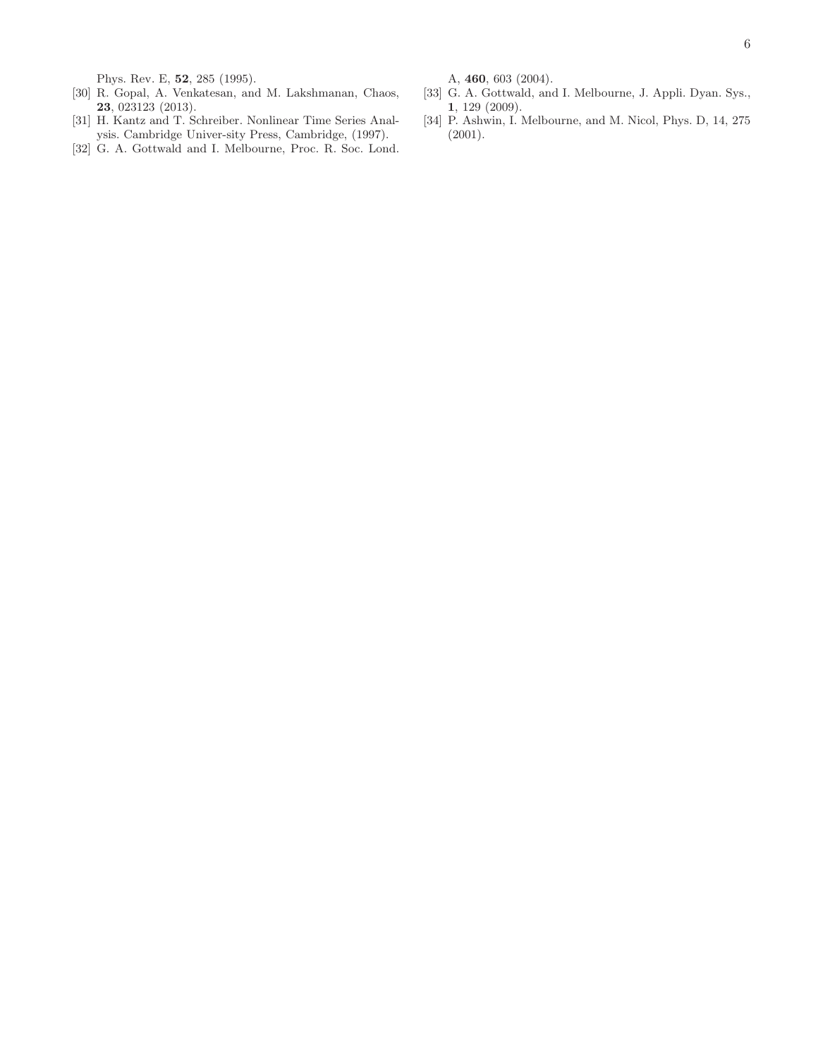Phys. Rev. E, **52**, 285 (1995).

[30] R. Gopal, A. Venkatesan, and M. Lakshmanan, Chaos, **23**, 023123 (2013).

[31] H. Kantz and T. Schreiber. Nonlinear Time Series Analysis. Cambridge Univer-sity Press, Cambridge, (1997).

[32] G. A. Gottwald and I. Melbourne, Proc. R. Soc. Lond. A, **460**, 603 (2004).

[33] G. A. Gottwald, and I. Melbourne, J. Appli. Dyan. Sys., **1**, 129 (2009).

[34] P. Ashwin, I. Melbourne, and M. Nicol, Phys. D, 14, 275 (2001).